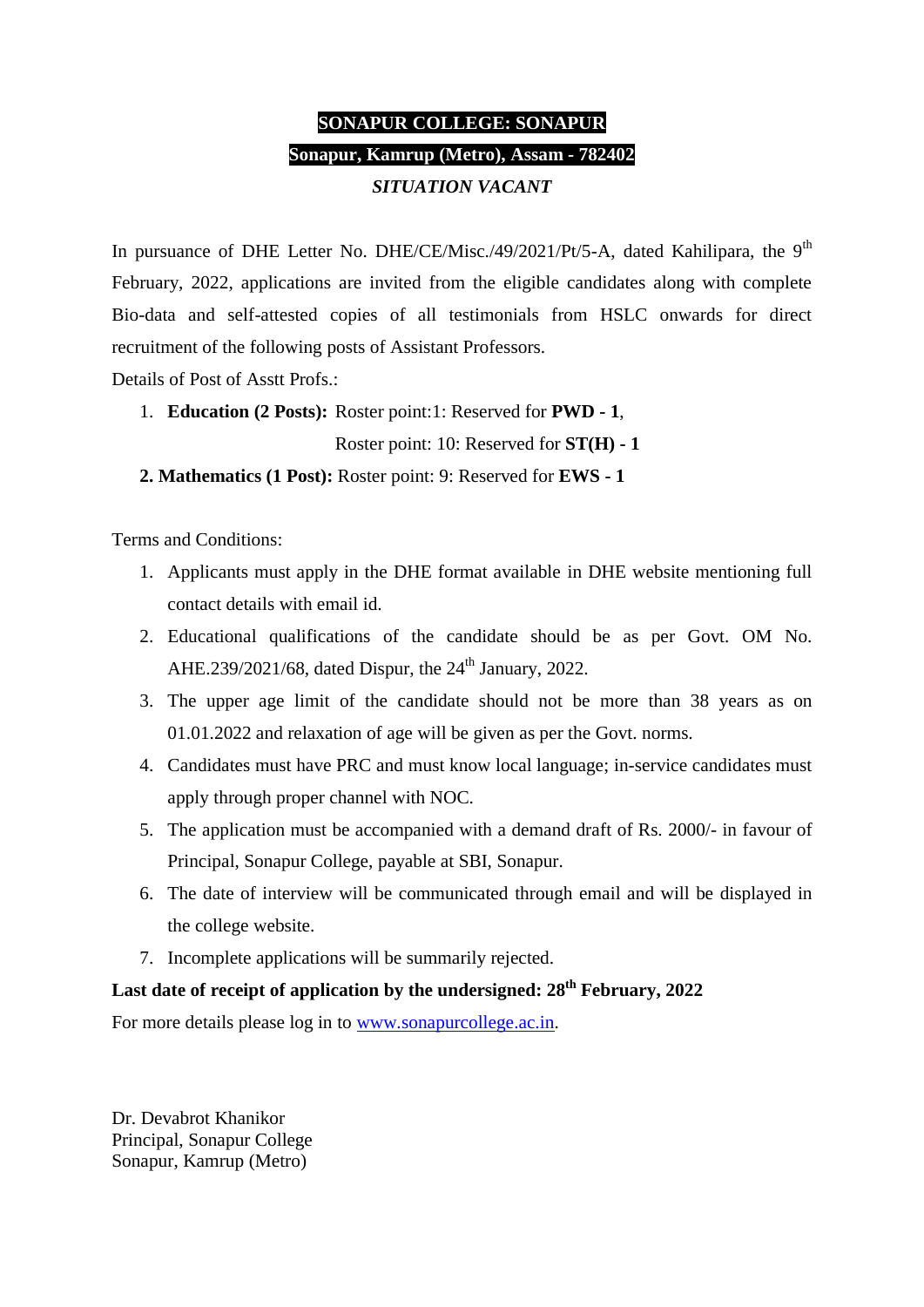# SONAPUR COLLEGE: SONAPUR

## Sonapur, Kamrup (Metro), Assam - 782402

### *SITUATION VACANT*

In pursuance of DHE Letter No. DHE/CE/Misc./49/2021/Pt/5-A, dated Kahilipara, the 9th February, 2022, applications are invited from the eligible candidates along with complete Bio-data and self-attested copies of all testimonials from HSLC onwards for direct recruitment of the following posts of Assistant Professors.

Details of Post of Asstt Profs.:

1. **Education (2 Posts):** Roster point:1: Reserved for **PWD - 1**,
   Roster point: 10: Reserved for **ST(H) - 1**
2. **Mathematics (1 Post):** Roster point: 9: Reserved for **EWS - 1**

Terms and Conditions:

1. Applicants must apply in the DHE format available in DHE website mentioning full contact details with email id.
2. Educational qualifications of the candidate should be as per Govt. OM No. AHE.239/2021/68, dated Dispur, the 24th January, 2022.
3. The upper age limit of the candidate should not be more than 38 years as on 01.01.2022 and relaxation of age will be given as per the Govt. norms.
4. Candidates must have PRC and must know local language; in-service candidates must apply through proper channel with NOC.
5. The application must be accompanied with a demand draft of Rs. 2000/- in favour of Principal, Sonapur College, payable at SBI, Sonapur.
6. The date of interview will be communicated through email and will be displayed in the college website.
7. Incomplete applications will be summarily rejected.

**Last date of receipt of application by the undersigned: 28th February, 2022**

For more details please log in to [www.sonapurcollege.ac.in](http://www.sonapurcollege.ac.in).

Dr. Devabrot Khanikor
Principal, Sonapur College
Sonapur, Kamrup (Metro)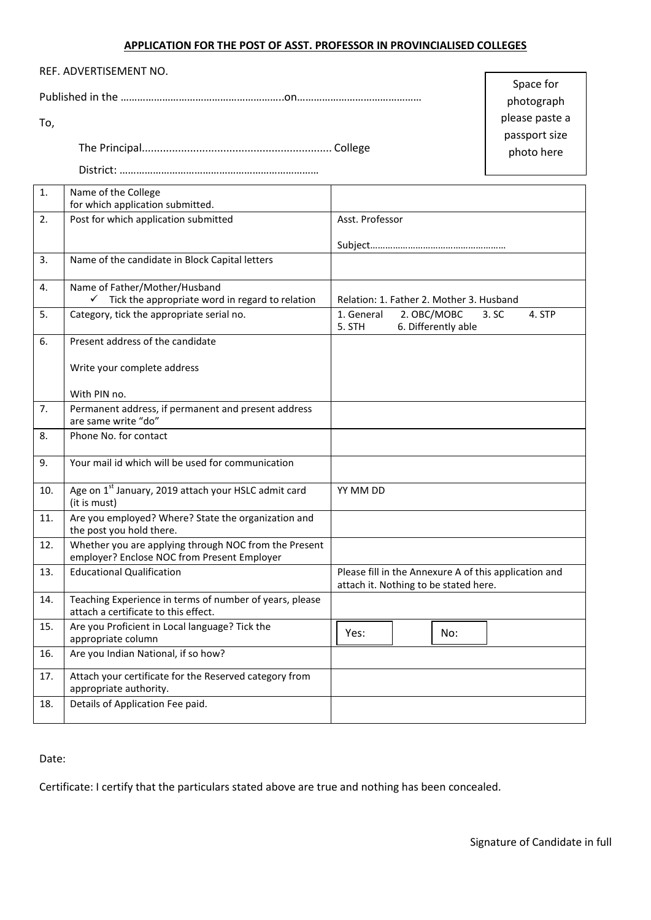**APPLICATION FOR THE POST OF ASST. PROFESSOR IN PROVINCIALISED COLLEGES**

REF. ADVERTISEMENT NO.

Published in the …………………………………………………..on………………………………………

To,

The Principal.............................................................. College

District: ………………………………………………………………

Space for photograph please paste a passport size photo here

| | | |
|---|---|---|
| 1. | Name of the College for which application submitted. | |
| 2. | Post for which application submitted | Asst. Professor<br><br>Subject……………………………………………… |
| 3. | Name of the candidate in Block Capital letters | |
| 4. | Name of Father/Mother/Husband<br>✓ Tick the appropriate word in regard to relation | Relation: 1. Father 2. Mother 3. Husband |
| 5. | Category, tick the appropriate serial no. | 1. General 2. OBC/MOBC 3. SC 4. STP 5. STH 6. Differently able |
| 6. | Present address of the candidate<br><br>Write your complete address<br><br>With PIN no. | |
| 7. | Permanent address, if permanent and present address are same write "do" | |
| 8. | Phone No. for contact | |
| 9. | Your mail id which will be used for communication | |
| 10. | Age on 1st January, 2019 attach your HSLC admit card (it is must) | YY MM DD |
| 11. | Are you employed? Where? State the organization and the post you hold there. | |
| 12. | Whether you are applying through NOC from the Present employer? Enclose NOC from Present Employer | |
| 13. | Educational Qualification | Please fill in the Annexure A of this application and attach it. Nothing to be stated here. |
| 14. | Teaching Experience in terms of number of years, please attach a certificate to this effect. | |
| 15. | Are you Proficient in Local language? Tick the appropriate column | Yes: No: |
| 16. | Are you Indian National, if so how? | |
| 17. | Attach your certificate for the Reserved category from appropriate authority. | |
| 18. | Details of Application Fee paid. | |

Date:

Certificate: I certify that the particulars stated above are true and nothing has been concealed.

Signature of Candidate in full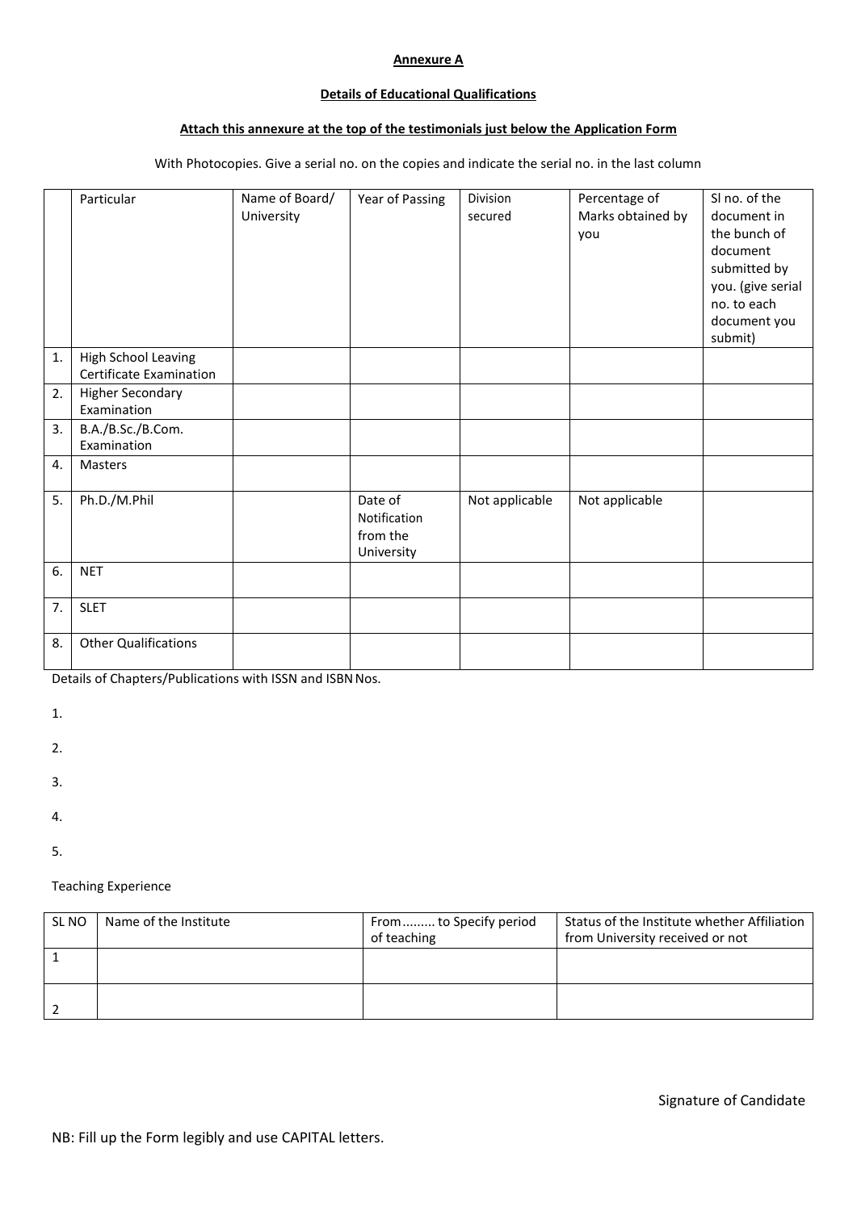**Annexure A**

**Details of Educational Qualifications**

**Attach this annexure at the top of the testimonials just below the Application Form**

With Photocopies. Give a serial no. on the copies and indicate the serial no. in the last column

| | Particular | Name of Board/ University | Year of Passing | Division secured | Percentage of Marks obtained by you | Sl no. of the document in the bunch of document submitted by you. (give serial no. to each document you submit) |
|---|---|---|---|---|---|---|
| 1. | High School Leaving Certificate Examination | | | | | |
| 2. | Higher Secondary Examination | | | | | |
| 3. | B.A./B.Sc./B.Com. Examination | | | | | |
| 4. | Masters | | | | | |
| 5. | Ph.D./M.Phil | | Date of Notification from the University | Not applicable | Not applicable | |
| 6. | NET | | | | | |
| 7. | SLET | | | | | |
| 8. | Other Qualifications | | | | | |

Details of Chapters/Publications with ISSN and ISBN Nos.

1.

2.

3.

4.

5.

Teaching Experience

| SL NO | Name of the Institute | From ......... to Specify period of teaching | Status of the Institute whether Affiliation from University received or not |
|---|---|---|---|
| 1 | | | |
| 2 | | | |

Signature of Candidate

NB: Fill up the Form legibly and use CAPITAL letters.